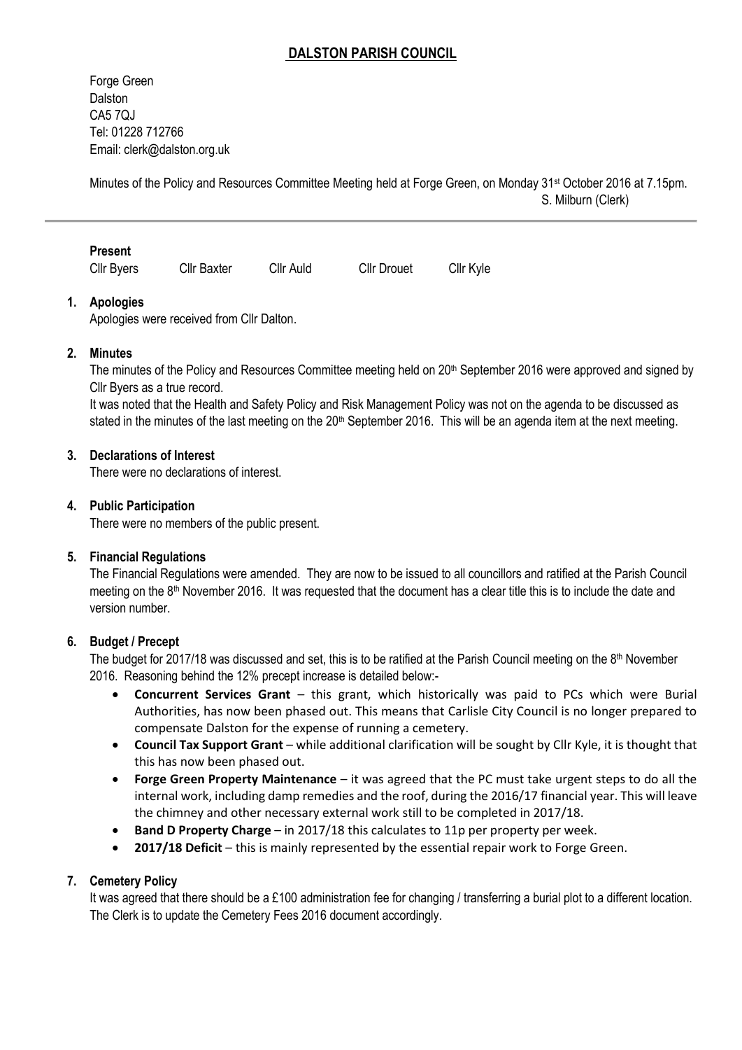# DALSTON PARISH COUNCIL

Forge Green
Dalston
CA5 7QJ
Tel: 01228 712766
Email: clerk@dalston.org.uk

Minutes of the Policy and Resources Committee Meeting held at Forge Green, on Monday 31st October 2016 at 7.15pm.
S. Milburn (Clerk)

---

**Present**

Cllr Byers Cllr Baxter Cllr Auld Cllr Drouet Cllr Kyle

1. **Apologies**
   Apologies were received from Cllr Dalton.

2. **Minutes**
   The minutes of the Policy and Resources Committee meeting held on 20th September 2016 were approved and signed by Cllr Byers as a true record.
   It was noted that the Health and Safety Policy and Risk Management Policy was not on the agenda to be discussed as stated in the minutes of the last meeting on the 20th September 2016. This will be an agenda item at the next meeting.

3. **Declarations of Interest**
   There were no declarations of interest.

4. **Public Participation**
   There were no members of the public present.

5. **Financial Regulations**
   The Financial Regulations were amended. They are now to be issued to all councillors and ratified at the Parish Council meeting on the 8th November 2016. It was requested that the document has a clear title this is to include the date and version number.

6. **Budget / Precept**
   The budget for 2017/18 was discussed and set, this is to be ratified at the Parish Council meeting on the 8th November 2016. Reasoning behind the 12% precept increase is detailed below:-
   - **Concurrent Services Grant** – this grant, which historically was paid to PCs which were Burial Authorities, has now been phased out. This means that Carlisle City Council is no longer prepared to compensate Dalston for the expense of running a cemetery.
   - **Council Tax Support Grant** – while additional clarification will be sought by Cllr Kyle, it is thought that this has now been phased out.
   - **Forge Green Property Maintenance** – it was agreed that the PC must take urgent steps to do all the internal work, including damp remedies and the roof, during the 2016/17 financial year. This will leave the chimney and other necessary external work still to be completed in 2017/18.
   - **Band D Property Charge** – in 2017/18 this calculates to 11p per property per week.
   - **2017/18 Deficit** – this is mainly represented by the essential repair work to Forge Green.

7. **Cemetery Policy**
   It was agreed that there should be a £100 administration fee for changing / transferring a burial plot to a different location. The Clerk is to update the Cemetery Fees 2016 document accordingly.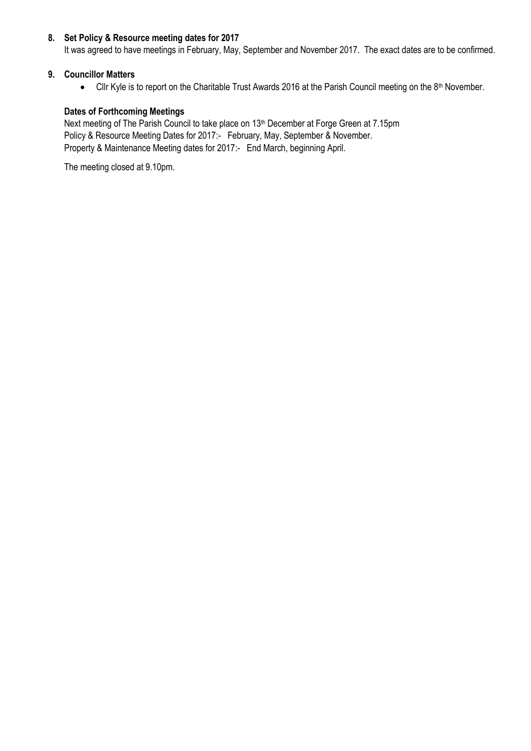## 8. Set Policy & Resource meeting dates for 2017

It was agreed to have meetings in February, May, September and November 2017. The exact dates are to be confirmed.

## 9. Councillor Matters

- Cllr Kyle is to report on the Charitable Trust Awards 2016 at the Parish Council meeting on the 8th November.

### Dates of Forthcoming Meetings

Next meeting of The Parish Council to take place on 13th December at Forge Green at 7.15pm
Policy & Resource Meeting Dates for 2017:- February, May, September & November.
Property & Maintenance Meeting dates for 2017:- End March, beginning April.

The meeting closed at 9.10pm.